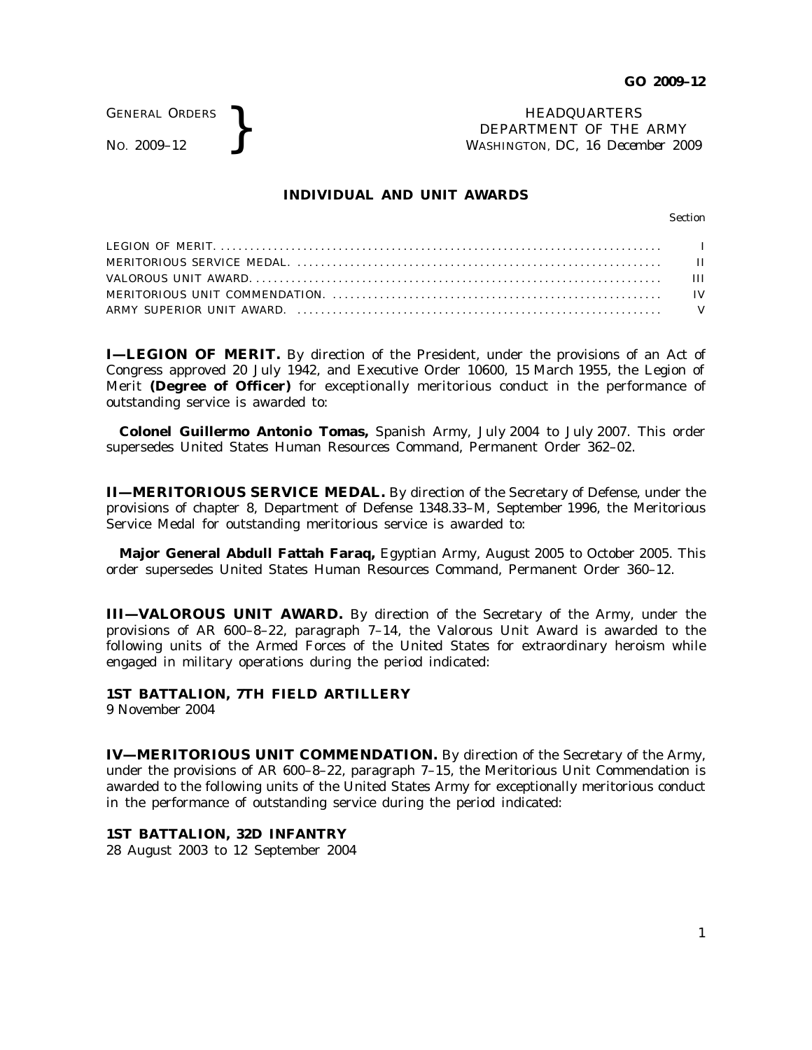GENERAL ORDERS
NO. 2009–12

HEADQUARTERS
DEPARTMENT OF THE ARMY
WASHINGTON, DC, *16 December 2009*

## INDIVIDUAL AND UNIT AWARDS

| | Section |
|---|---|
| LEGION OF MERIT | I |
| MERITORIOUS SERVICE MEDAL | II |
| VALOROUS UNIT AWARD | III |
| MERITORIOUS UNIT COMMENDATION | IV |
| ARMY SUPERIOR UNIT AWARD | V |

**I—LEGION OF MERIT.** By direction of the President, under the provisions of an Act of Congress approved 20 July 1942, and Executive Order 10600, 15 March 1955, the Legion of Merit **(Degree of Officer)** for exceptionally meritorious conduct in the performance of outstanding service is awarded to:

**Colonel Guillermo Antonio Tomas,** Spanish Army, July 2004 to July 2007. This order supersedes United States Human Resources Command, Permanent Order 362–02.

**II—MERITORIOUS SERVICE MEDAL.** By direction of the Secretary of Defense, under the provisions of chapter 8, Department of Defense 1348.33–M, September 1996, the Meritorious Service Medal for outstanding meritorious service is awarded to:

**Major General Abdull Fattah Faraq,** Egyptian Army, August 2005 to October 2005. This order supersedes United States Human Resources Command, Permanent Order 360–12.

**III—VALOROUS UNIT AWARD.** By direction of the Secretary of the Army, under the provisions of AR 600–8–22, paragraph 7–14, the Valorous Unit Award is awarded to the following units of the Armed Forces of the United States for extraordinary heroism while engaged in military operations during the period indicated:

**1ST BATTALION, 7TH FIELD ARTILLERY**
9 November 2004

**IV—MERITORIOUS UNIT COMMENDATION.** By direction of the Secretary of the Army, under the provisions of AR 600–8–22, paragraph 7–15, the Meritorious Unit Commendation is awarded to the following units of the United States Army for exceptionally meritorious conduct in the performance of outstanding service during the period indicated:

**1ST BATTALION, 32D INFANTRY**
28 August 2003 to 12 September 2004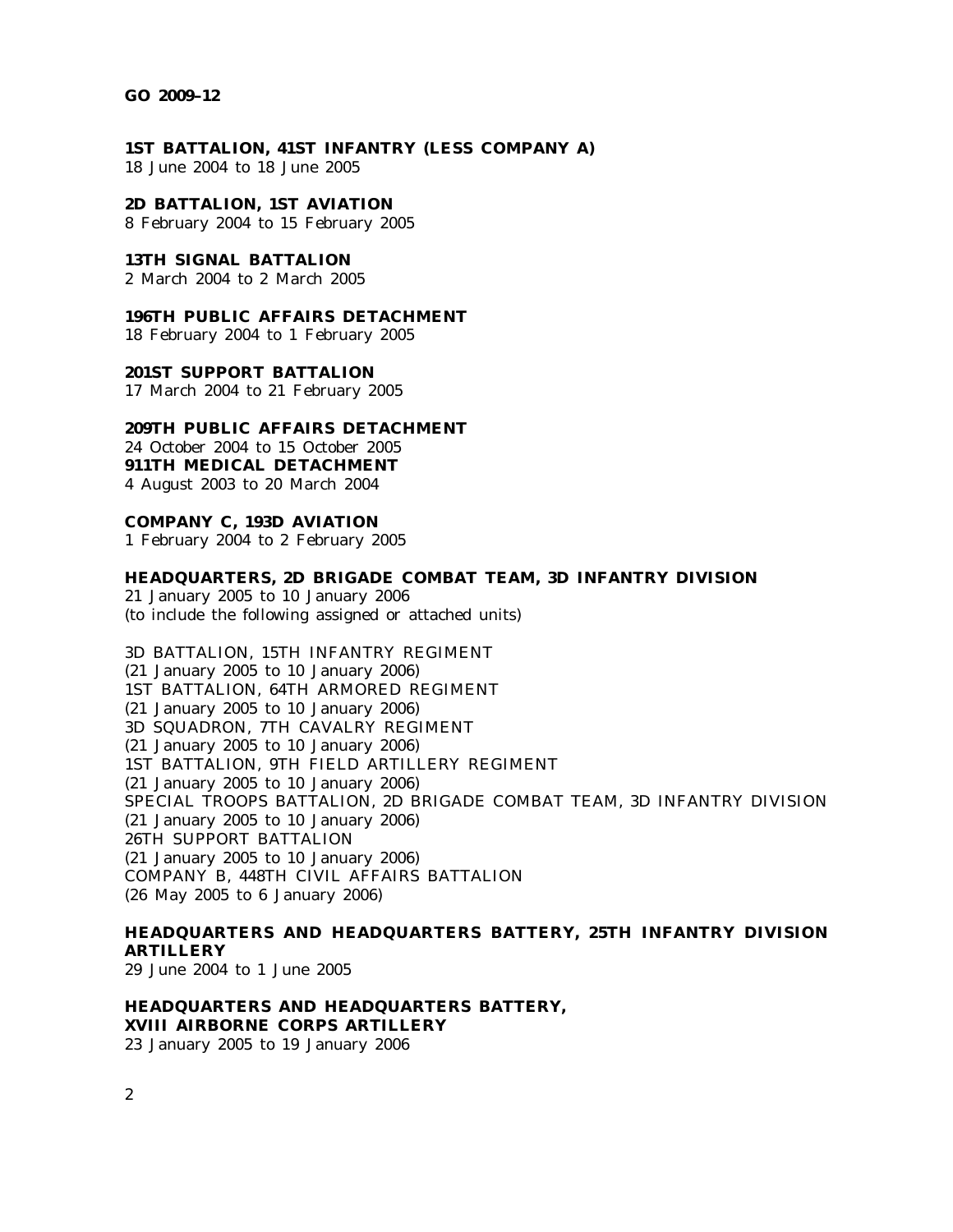**GO 2009–12**

**1ST BATTALION, 41ST INFANTRY (LESS COMPANY A)**
18 June 2004 to 18 June 2005

**2D BATTALION, 1ST AVIATION**
8 February 2004 to 15 February 2005

**13TH SIGNAL BATTALION**
2 March 2004 to 2 March 2005

**196TH PUBLIC AFFAIRS DETACHMENT**
18 February 2004 to 1 February 2005

**201ST SUPPORT BATTALION**
17 March 2004 to 21 February 2005

**209TH PUBLIC AFFAIRS DETACHMENT**
24 October 2004 to 15 October 2005

**911TH MEDICAL DETACHMENT**
4 August 2003 to 20 March 2004

**COMPANY C, 193D AVIATION**
1 February 2004 to 2 February 2005

**HEADQUARTERS, 2D BRIGADE COMBAT TEAM, 3D INFANTRY DIVISION**
21 January 2005 to 10 January 2006
(to include the following assigned or attached units)

3D BATTALION, 15TH INFANTRY REGIMENT
(21 January 2005 to 10 January 2006)
1ST BATTALION, 64TH ARMORED REGIMENT
(21 January 2005 to 10 January 2006)
3D SQUADRON, 7TH CAVALRY REGIMENT
(21 January 2005 to 10 January 2006)
1ST BATTALION, 9TH FIELD ARTILLERY REGIMENT
(21 January 2005 to 10 January 2006)
SPECIAL TROOPS BATTALION, 2D BRIGADE COMBAT TEAM, 3D INFANTRY DIVISION
(21 January 2005 to 10 January 2006)
26TH SUPPORT BATTALION
(21 January 2005 to 10 January 2006)
COMPANY B, 448TH CIVIL AFFAIRS BATTALION
(26 May 2005 to 6 January 2006)

**HEADQUARTERS AND HEADQUARTERS BATTERY, 25TH INFANTRY DIVISION ARTILLERY**
29 June 2004 to 1 June 2005

**HEADQUARTERS AND HEADQUARTERS BATTERY, XVIII AIRBORNE CORPS ARTILLERY**
23 January 2005 to 19 January 2006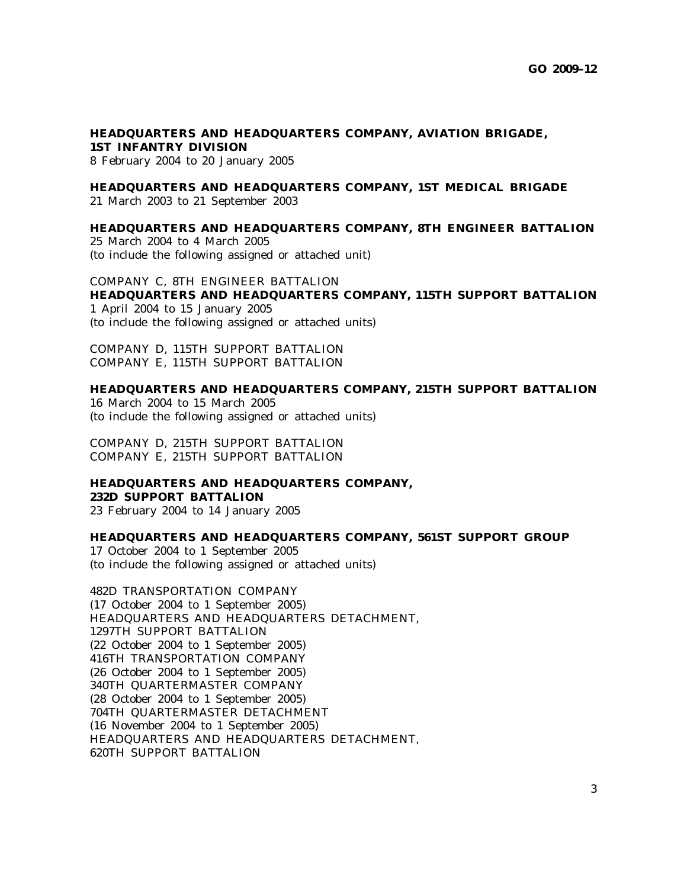**HEADQUARTERS AND HEADQUARTERS COMPANY, AVIATION BRIGADE, 1ST INFANTRY DIVISION**
8 February 2004 to 20 January 2005

**HEADQUARTERS AND HEADQUARTERS COMPANY, 1ST MEDICAL BRIGADE**
21 March 2003 to 21 September 2003

**HEADQUARTERS AND HEADQUARTERS COMPANY, 8TH ENGINEER BATTALION**
25 March 2004 to 4 March 2005
(to include the following assigned or attached unit)

COMPANY C, 8TH ENGINEER BATTALION

**HEADQUARTERS AND HEADQUARTERS COMPANY, 115TH SUPPORT BATTALION**
1 April 2004 to 15 January 2005
(to include the following assigned or attached units)

COMPANY D, 115TH SUPPORT BATTALION
COMPANY E, 115TH SUPPORT BATTALION

**HEADQUARTERS AND HEADQUARTERS COMPANY, 215TH SUPPORT BATTALION**
16 March 2004 to 15 March 2005
(to include the following assigned or attached units)

COMPANY D, 215TH SUPPORT BATTALION
COMPANY E, 215TH SUPPORT BATTALION

**HEADQUARTERS AND HEADQUARTERS COMPANY, 232D SUPPORT BATTALION**
23 February 2004 to 14 January 2005

**HEADQUARTERS AND HEADQUARTERS COMPANY, 561ST SUPPORT GROUP**
17 October 2004 to 1 September 2005
(to include the following assigned or attached units)

482D TRANSPORTATION COMPANY
(17 October 2004 to 1 September 2005)
HEADQUARTERS AND HEADQUARTERS DETACHMENT, 1297TH SUPPORT BATTALION
(22 October 2004 to 1 September 2005)
416TH TRANSPORTATION COMPANY
(26 October 2004 to 1 September 2005)
340TH QUARTERMASTER COMPANY
(28 October 2004 to 1 September 2005)
704TH QUARTERMASTER DETACHMENT
(16 November 2004 to 1 September 2005)
HEADQUARTERS AND HEADQUARTERS DETACHMENT, 620TH SUPPORT BATTALION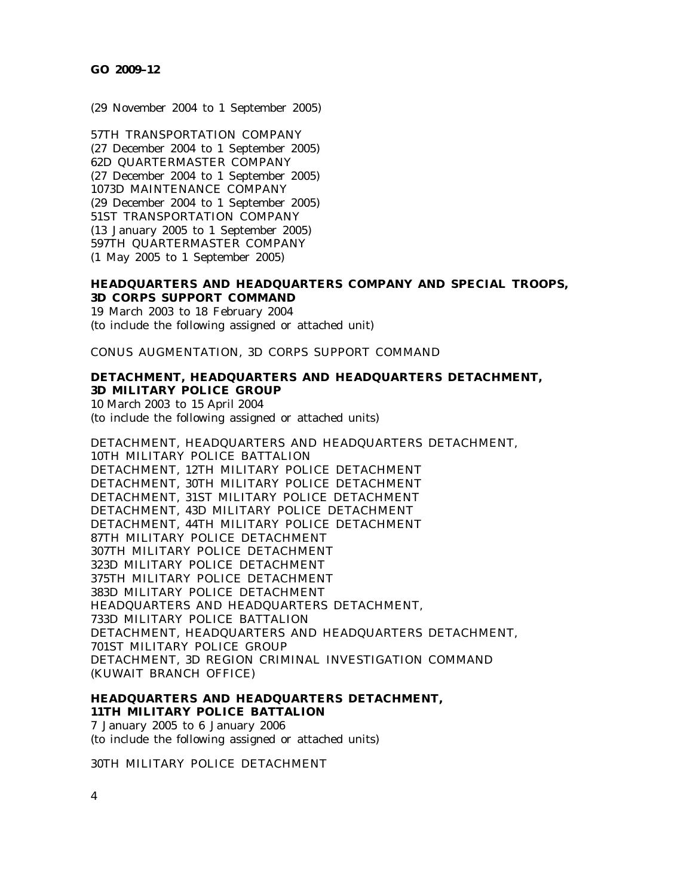(29 November 2004 to 1 September 2005)

57TH TRANSPORTATION COMPANY
(27 December 2004 to 1 September 2005)
62D QUARTERMASTER COMPANY
(27 December 2004 to 1 September 2005)
1073D MAINTENANCE COMPANY
(29 December 2004 to 1 September 2005)
51ST TRANSPORTATION COMPANY
(13 January 2005 to 1 September 2005)
597TH QUARTERMASTER COMPANY
(1 May 2005 to 1 September 2005)

**HEADQUARTERS AND HEADQUARTERS COMPANY AND SPECIAL TROOPS, 3D CORPS SUPPORT COMMAND**
19 March 2003 to 18 February 2004
(to include the following assigned or attached unit)

CONUS AUGMENTATION, 3D CORPS SUPPORT COMMAND

**DETACHMENT, HEADQUARTERS AND HEADQUARTERS DETACHMENT, 3D MILITARY POLICE GROUP**
10 March 2003 to 15 April 2004
(to include the following assigned or attached units)

DETACHMENT, HEADQUARTERS AND HEADQUARTERS DETACHMENT,
10TH MILITARY POLICE BATTALION
DETACHMENT, 12TH MILITARY POLICE DETACHMENT
DETACHMENT, 30TH MILITARY POLICE DETACHMENT
DETACHMENT, 31ST MILITARY POLICE DETACHMENT
DETACHMENT, 43D MILITARY POLICE DETACHMENT
DETACHMENT, 44TH MILITARY POLICE DETACHMENT
87TH MILITARY POLICE DETACHMENT
307TH MILITARY POLICE DETACHMENT
323D MILITARY POLICE DETACHMENT
375TH MILITARY POLICE DETACHMENT
383D MILITARY POLICE DETACHMENT
HEADQUARTERS AND HEADQUARTERS DETACHMENT,
733D MILITARY POLICE BATTALION
DETACHMENT, HEADQUARTERS AND HEADQUARTERS DETACHMENT,
701ST MILITARY POLICE GROUP
DETACHMENT, 3D REGION CRIMINAL INVESTIGATION COMMAND
(KUWAIT BRANCH OFFICE)

**HEADQUARTERS AND HEADQUARTERS DETACHMENT, 11TH MILITARY POLICE BATTALION**
7 January 2005 to 6 January 2006
(to include the following assigned or attached units)

30TH MILITARY POLICE DETACHMENT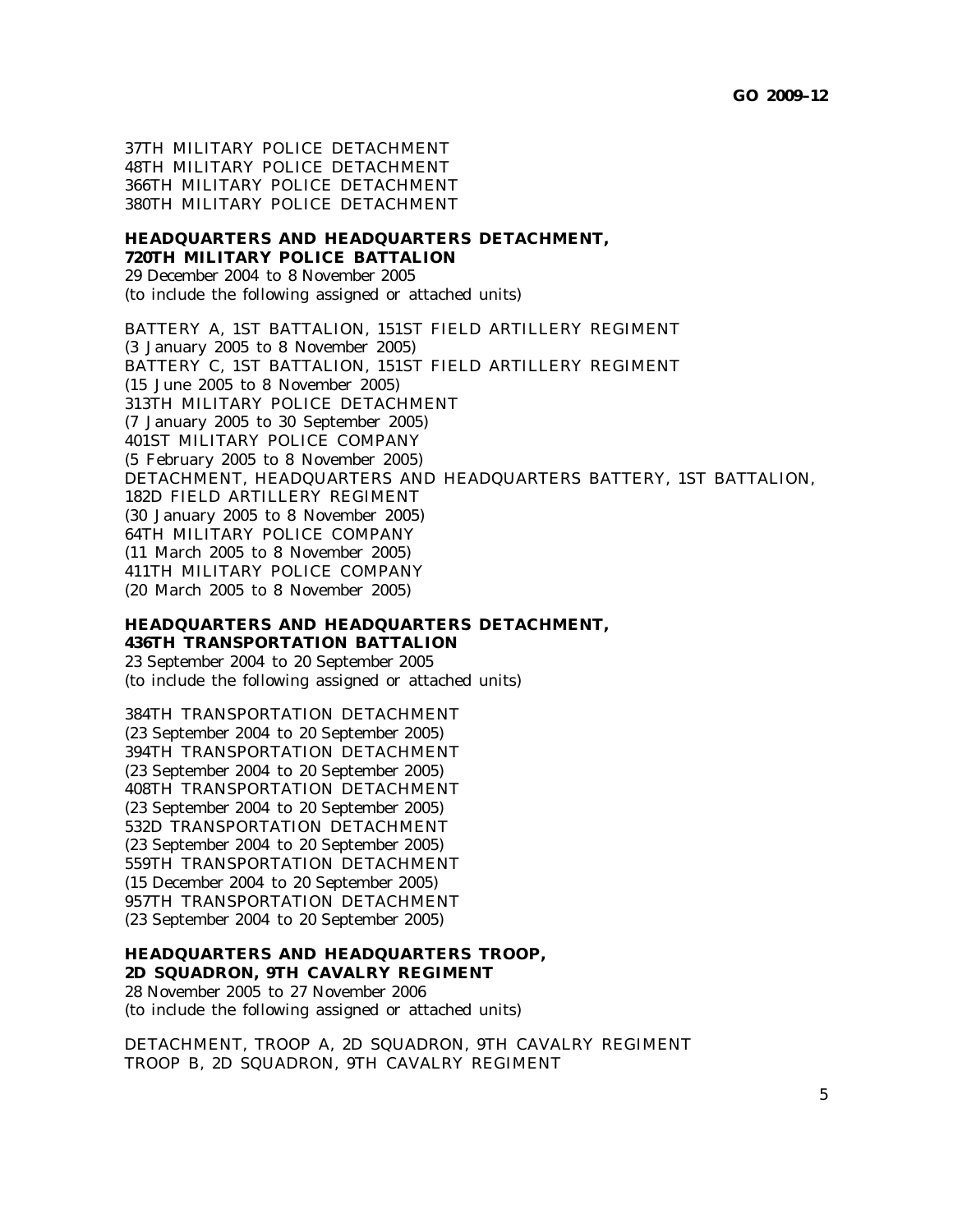37TH MILITARY POLICE DETACHMENT
48TH MILITARY POLICE DETACHMENT
366TH MILITARY POLICE DETACHMENT
380TH MILITARY POLICE DETACHMENT

**HEADQUARTERS AND HEADQUARTERS DETACHMENT,**
**720TH MILITARY POLICE BATTALION**
29 December 2004 to 8 November 2005
(to include the following assigned or attached units)

BATTERY A, 1ST BATTALION, 151ST FIELD ARTILLERY REGIMENT
(3 January 2005 to 8 November 2005)
BATTERY C, 1ST BATTALION, 151ST FIELD ARTILLERY REGIMENT
(15 June 2005 to 8 November 2005)
313TH MILITARY POLICE DETACHMENT
(7 January 2005 to 30 September 2005)
401ST MILITARY POLICE COMPANY
(5 February 2005 to 8 November 2005)
DETACHMENT, HEADQUARTERS AND HEADQUARTERS BATTERY, 1ST BATTALION, 182D FIELD ARTILLERY REGIMENT
(30 January 2005 to 8 November 2005)
64TH MILITARY POLICE COMPANY
(11 March 2005 to 8 November 2005)
411TH MILITARY POLICE COMPANY
(20 March 2005 to 8 November 2005)

**HEADQUARTERS AND HEADQUARTERS DETACHMENT,**
**436TH TRANSPORTATION BATTALION**
23 September 2004 to 20 September 2005
(to include the following assigned or attached units)

384TH TRANSPORTATION DETACHMENT
(23 September 2004 to 20 September 2005)
394TH TRANSPORTATION DETACHMENT
(23 September 2004 to 20 September 2005)
408TH TRANSPORTATION DETACHMENT
(23 September 2004 to 20 September 2005)
532D TRANSPORTATION DETACHMENT
(23 September 2004 to 20 September 2005)
559TH TRANSPORTATION DETACHMENT
(15 December 2004 to 20 September 2005)
957TH TRANSPORTATION DETACHMENT
(23 September 2004 to 20 September 2005)

**HEADQUARTERS AND HEADQUARTERS TROOP,**
**2D SQUADRON, 9TH CAVALRY REGIMENT**
28 November 2005 to 27 November 2006
(to include the following assigned or attached units)

DETACHMENT, TROOP A, 2D SQUADRON, 9TH CAVALRY REGIMENT
TROOP B, 2D SQUADRON, 9TH CAVALRY REGIMENT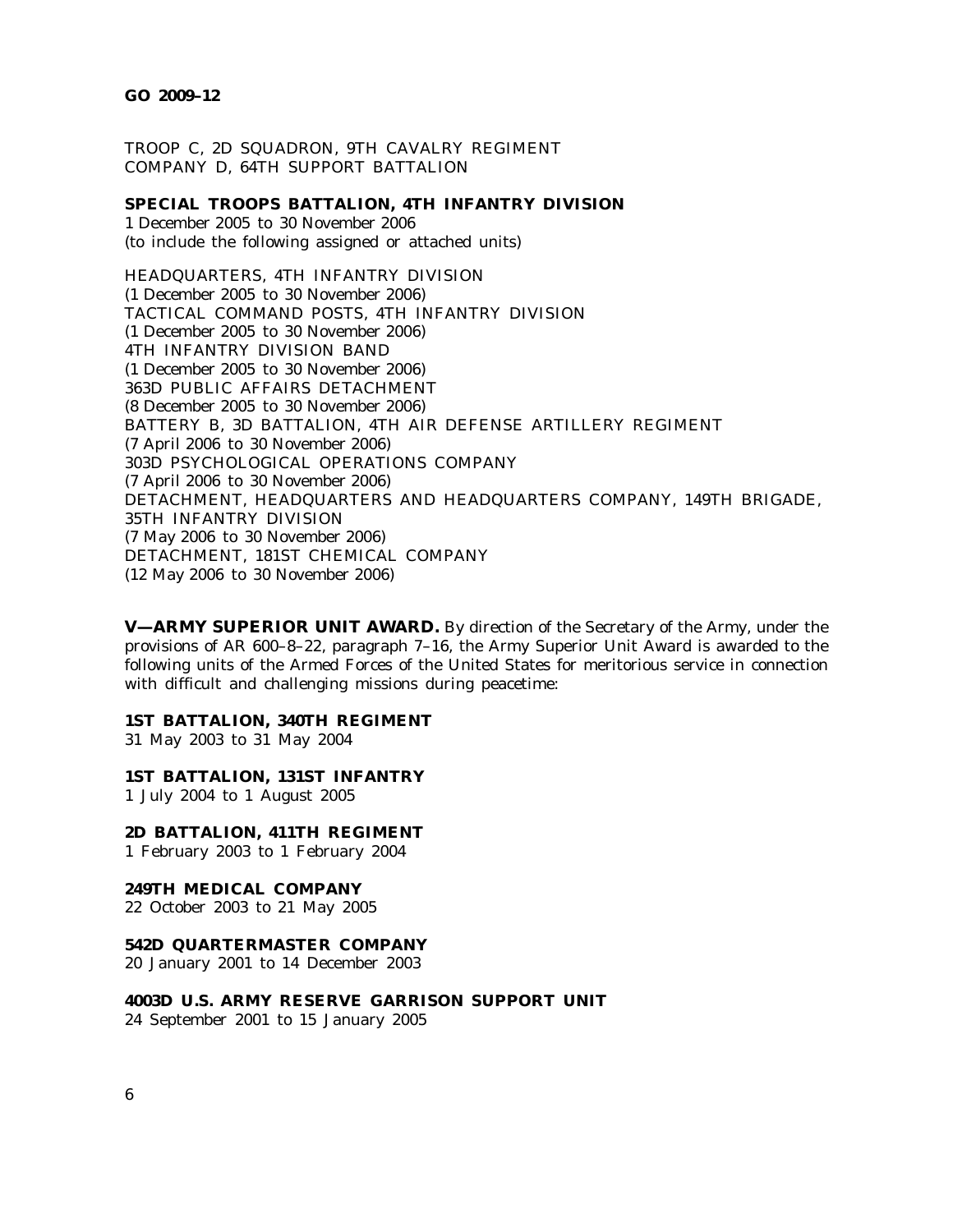TROOP C, 2D SQUADRON, 9TH CAVALRY REGIMENT
COMPANY D, 64TH SUPPORT BATTALION

**SPECIAL TROOPS BATTALION, 4TH INFANTRY DIVISION**
1 December 2005 to 30 November 2006
(to include the following assigned or attached units)

HEADQUARTERS, 4TH INFANTRY DIVISION
(1 December 2005 to 30 November 2006)
TACTICAL COMMAND POSTS, 4TH INFANTRY DIVISION
(1 December 2005 to 30 November 2006)
4TH INFANTRY DIVISION BAND
(1 December 2005 to 30 November 2006)
363D PUBLIC AFFAIRS DETACHMENT
(8 December 2005 to 30 November 2006)
BATTERY B, 3D BATTALION, 4TH AIR DEFENSE ARTILLERY REGIMENT
(7 April 2006 to 30 November 2006)
303D PSYCHOLOGICAL OPERATIONS COMPANY
(7 April 2006 to 30 November 2006)
DETACHMENT, HEADQUARTERS AND HEADQUARTERS COMPANY, 149TH BRIGADE, 35TH INFANTRY DIVISION
(7 May 2006 to 30 November 2006)
DETACHMENT, 181ST CHEMICAL COMPANY
(12 May 2006 to 30 November 2006)

**V—ARMY SUPERIOR UNIT AWARD.** By direction of the Secretary of the Army, under the provisions of AR 600–8–22, paragraph 7–16, the Army Superior Unit Award is awarded to the following units of the Armed Forces of the United States for meritorious service in connection with difficult and challenging missions during peacetime:

**1ST BATTALION, 340TH REGIMENT**
31 May 2003 to 31 May 2004

**1ST BATTALION, 131ST INFANTRY**
1 July 2004 to 1 August 2005

**2D BATTALION, 411TH REGIMENT**
1 February 2003 to 1 February 2004

**249TH MEDICAL COMPANY**
22 October 2003 to 21 May 2005

**542D QUARTERMASTER COMPANY**
20 January 2001 to 14 December 2003

**4003D U.S. ARMY RESERVE GARRISON SUPPORT UNIT**
24 September 2001 to 15 January 2005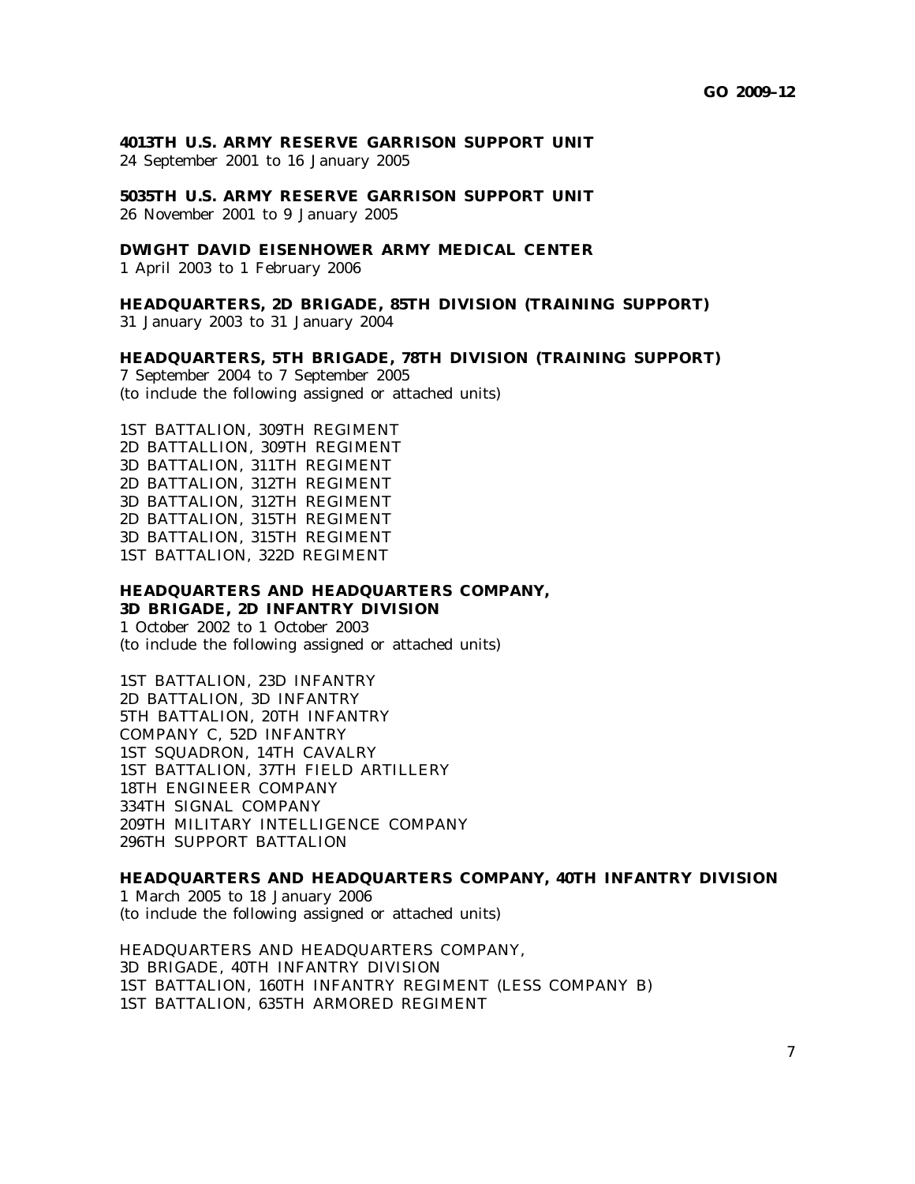**4013TH U.S. ARMY RESERVE GARRISON SUPPORT UNIT**
24 September 2001 to 16 January 2005

**5035TH U.S. ARMY RESERVE GARRISON SUPPORT UNIT**
26 November 2001 to 9 January 2005

**DWIGHT DAVID EISENHOWER ARMY MEDICAL CENTER**
1 April 2003 to 1 February 2006

**HEADQUARTERS, 2D BRIGADE, 85TH DIVISION (TRAINING SUPPORT)**
31 January 2003 to 31 January 2004

**HEADQUARTERS, 5TH BRIGADE, 78TH DIVISION (TRAINING SUPPORT)**
7 September 2004 to 7 September 2005
(to include the following assigned or attached units)

1ST BATTALION, 309TH REGIMENT
2D BATTALLION, 309TH REGIMENT
3D BATTALION, 311TH REGIMENT
2D BATTALION, 312TH REGIMENT
3D BATTALION, 312TH REGIMENT
2D BATTALION, 315TH REGIMENT
3D BATTALION, 315TH REGIMENT
1ST BATTALION, 322D REGIMENT

**HEADQUARTERS AND HEADQUARTERS COMPANY, 3D BRIGADE, 2D INFANTRY DIVISION**
1 October 2002 to 1 October 2003
(to include the following assigned or attached units)

1ST BATTALION, 23D INFANTRY
2D BATTALION, 3D INFANTRY
5TH BATTALION, 20TH INFANTRY
COMPANY C, 52D INFANTRY
1ST SQUADRON, 14TH CAVALRY
1ST BATTALION, 37TH FIELD ARTILLERY
18TH ENGINEER COMPANY
334TH SIGNAL COMPANY
209TH MILITARY INTELLIGENCE COMPANY
296TH SUPPORT BATTALION

**HEADQUARTERS AND HEADQUARTERS COMPANY, 40TH INFANTRY DIVISION**
1 March 2005 to 18 January 2006
(to include the following assigned or attached units)

HEADQUARTERS AND HEADQUARTERS COMPANY,
3D BRIGADE, 40TH INFANTRY DIVISION
1ST BATTALION, 160TH INFANTRY REGIMENT (LESS COMPANY B)
1ST BATTALION, 635TH ARMORED REGIMENT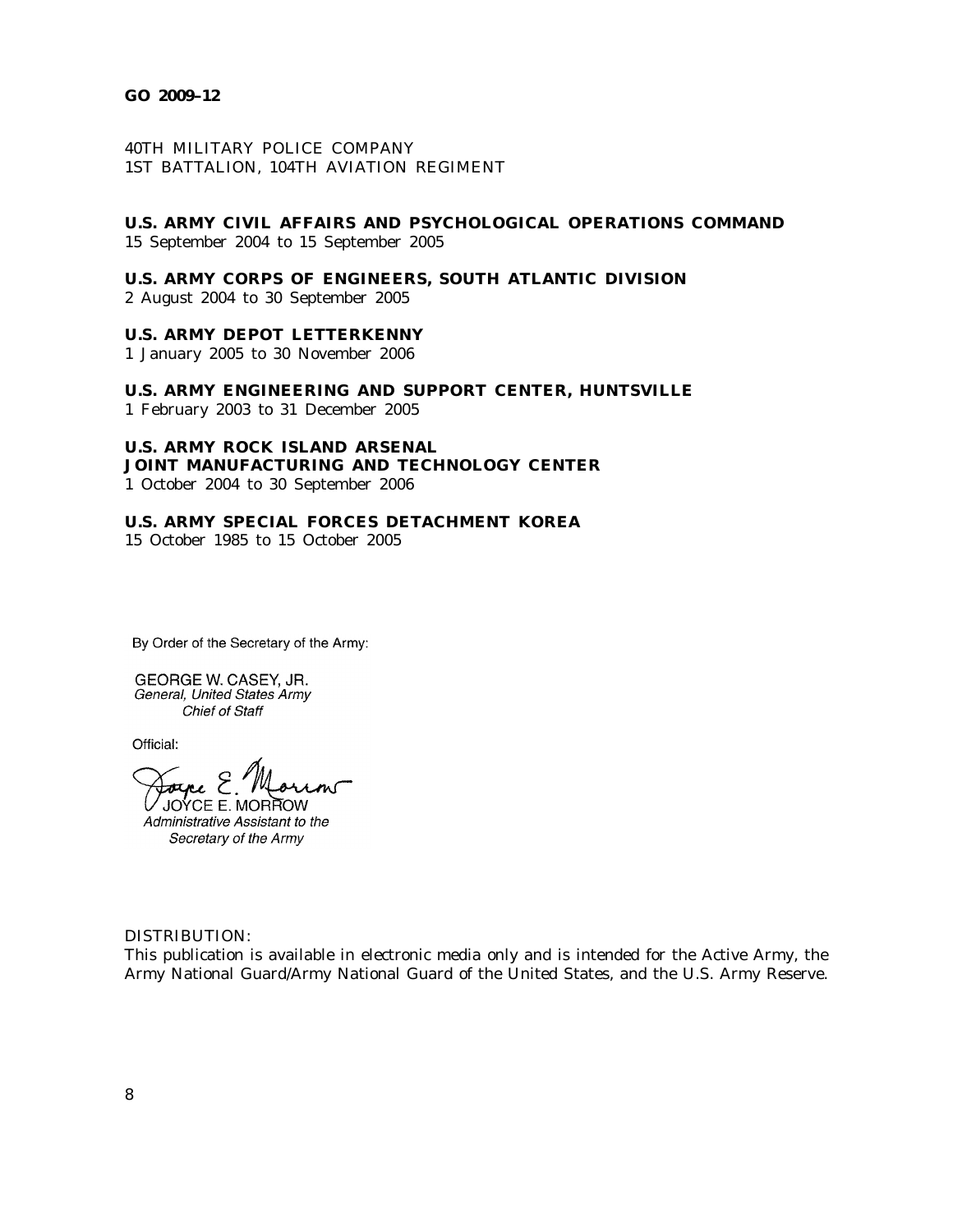40TH MILITARY POLICE COMPANY
1ST BATTALION, 104TH AVIATION REGIMENT

**U.S. ARMY CIVIL AFFAIRS AND PSYCHOLOGICAL OPERATIONS COMMAND**
15 September 2004 to 15 September 2005

**U.S. ARMY CORPS OF ENGINEERS, SOUTH ATLANTIC DIVISION**
2 August 2004 to 30 September 2005

**U.S. ARMY DEPOT LETTERKENNY**
1 January 2005 to 30 November 2006

**U.S. ARMY ENGINEERING AND SUPPORT CENTER, HUNTSVILLE**
1 February 2003 to 31 December 2005

**U.S. ARMY ROCK ISLAND ARSENAL**
**JOINT MANUFACTURING AND TECHNOLOGY CENTER**
1 October 2004 to 30 September 2006

**U.S. ARMY SPECIAL FORCES DETACHMENT KOREA**
15 October 1985 to 15 October 2005

By Order of the Secretary of the Army:

GEORGE W. CASEY, JR.
*General, United States Army*
*Chief of Staff*

Official:

JOYCE E. MORROW
*Administrative Assistant to the*
*Secretary of the Army*

DISTRIBUTION:
This publication is available in electronic media only and is intended for the Active Army, the Army National Guard/Army National Guard of the United States, and the U.S. Army Reserve.